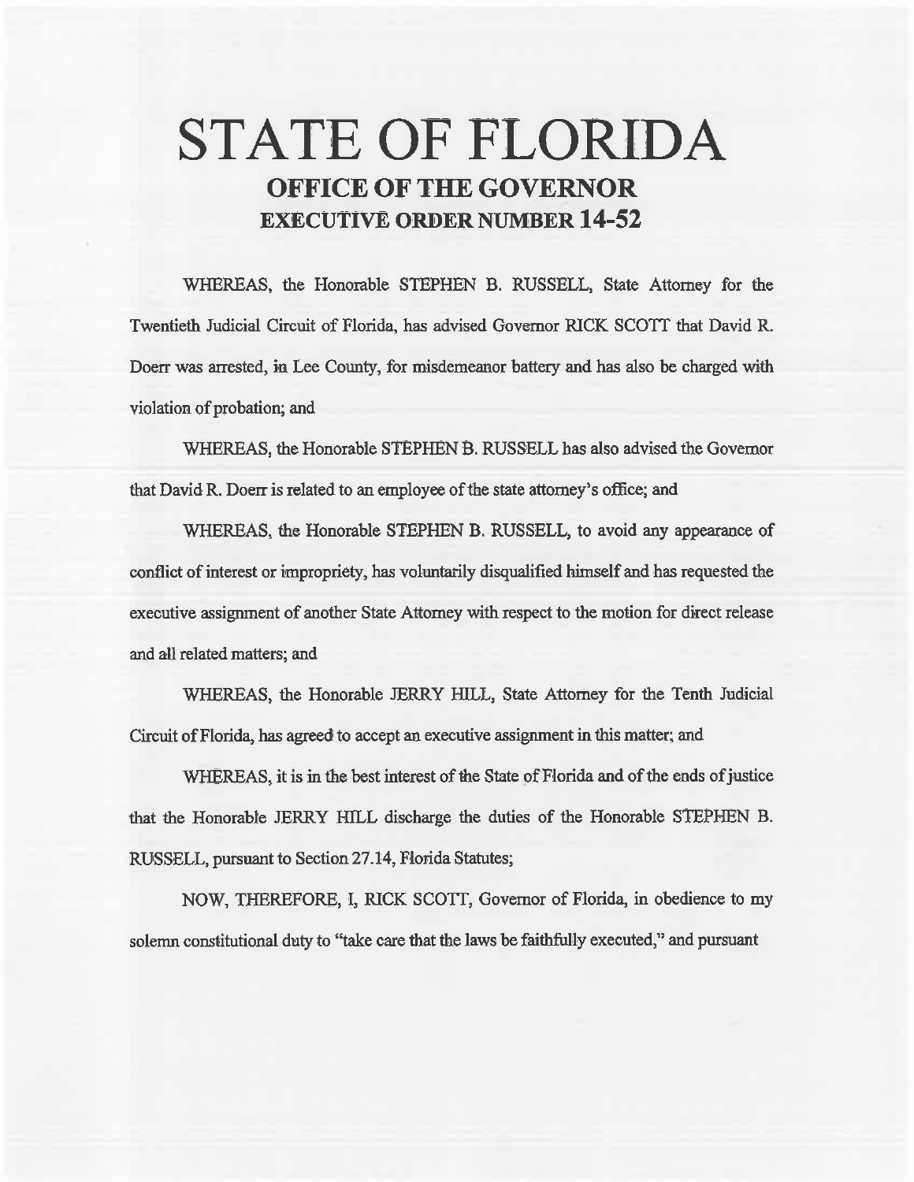# STATE OF FLORIDA

## OFFICE OF THE GOVERNOR

## EXECUTIVE ORDER NUMBER 14-52

WHEREAS, the Honorable STEPHEN B. RUSSELL, State Attorney for the Twentieth Judicial Circuit of Florida, has advised Governor RICK SCOTT that David R. Doerr was arrested, in Lee County, for misdemeanor battery and has also be charged with violation of probation; and

WHEREAS, the Honorable STEPHEN B. RUSSELL has also advised the Governor that David R. Doerr is related to an employee of the state attorney's office; and

WHEREAS, the Honorable STEPHEN B. RUSSELL, to avoid any appearance of conflict of interest or impropriety, has voluntarily disqualified himself and has requested the executive assignment of another State Attorney with respect to the motion for direct release and all related matters; and

WHEREAS, the Honorable JERRY HILL, State Attorney for the Tenth Judicial Circuit of Florida, has agreed to accept an executive assignment in this matter; and

WHEREAS, it is in the best interest of the State of Florida and of the ends of justice that the Honorable JERRY HILL discharge the duties of the Honorable STEPHEN B. RUSSELL, pursuant to Section 27.14, Florida Statutes;

NOW, THEREFORE, I, RICK SCOTT, Governor of Florida, in obedience to my solemn constitutional duty to "take care that the laws be faithfully executed," and pursuant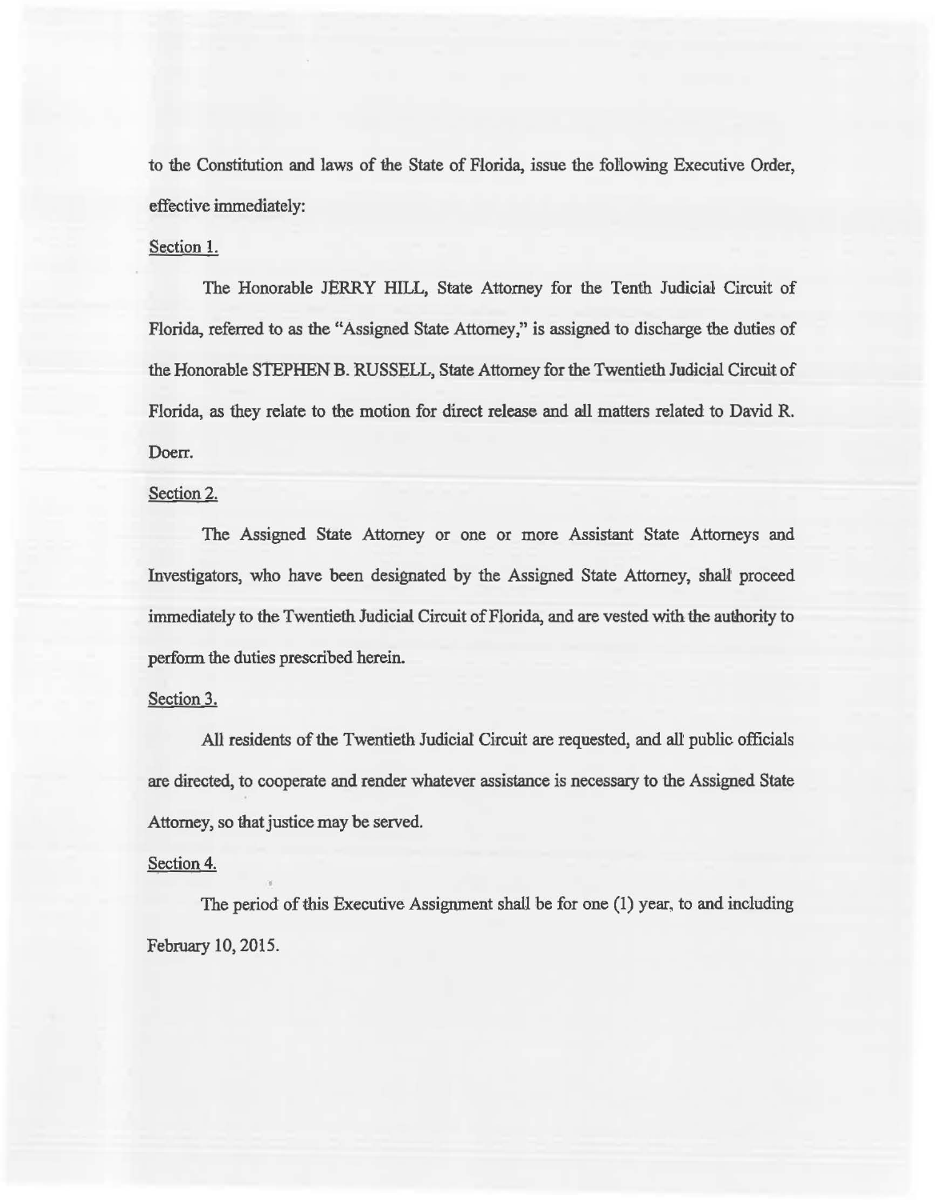to the Constitution and laws of the State of Florida, issue the following Executive Order, effective immediately:

Section 1.

The Honorable JERRY HILL, State Attorney for the Tenth Judicial Circuit of Florida, referred to as the "Assigned State Attorney," is assigned to discharge the duties of the Honorable STEPHEN B. RUSSELL, State Attorney for the Twentieth Judicial Circuit of Florida, as they relate to the motion for direct release and all matters related to David R. Doerr.

Section 2.

The Assigned State Attorney or one or more Assistant State Attorneys and Investigators, who have been designated by the Assigned State Attorney, shall proceed immediately to the Twentieth Judicial Circuit of Florida, and are vested with the authority to perform the duties prescribed herein.

Section 3.

All residents of the Twentieth Judicial Circuit are requested, and all public officials are directed, to cooperate and render whatever assistance is necessary to the Assigned State Attorney, so that justice may be served.

Section 4.

The period of this Executive Assignment shall be for one (1) year, to and including February 10, 2015.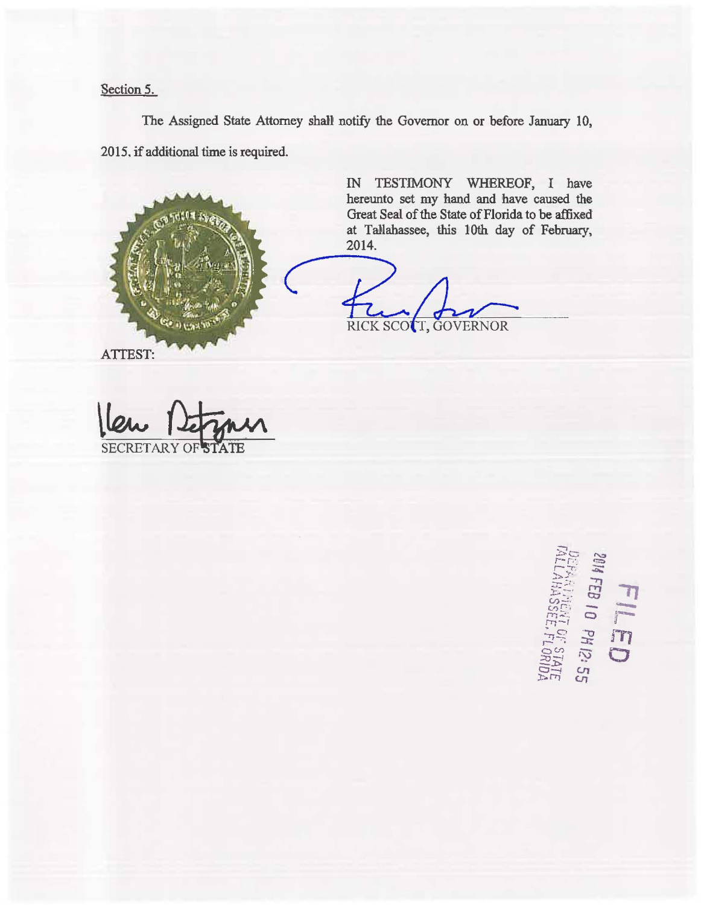Section 5.

The Assigned State Attorney shall notify the Governor on or before January 10, 2015, if additional time is required.

IN TESTIMONY WHEREOF, I have hereunto set my hand and have caused the Great Seal of the State of Florida to be affixed at Tallahassee, this 10th day of February, 2014.

RICK SCOTT, GOVERNOR

ATTEST:

SECRETARY OF STATE

FILED

2014 FEB 10 PM 12:55

DEPARTMENT OF STATE
TALLAHASSEE, FLORIDA